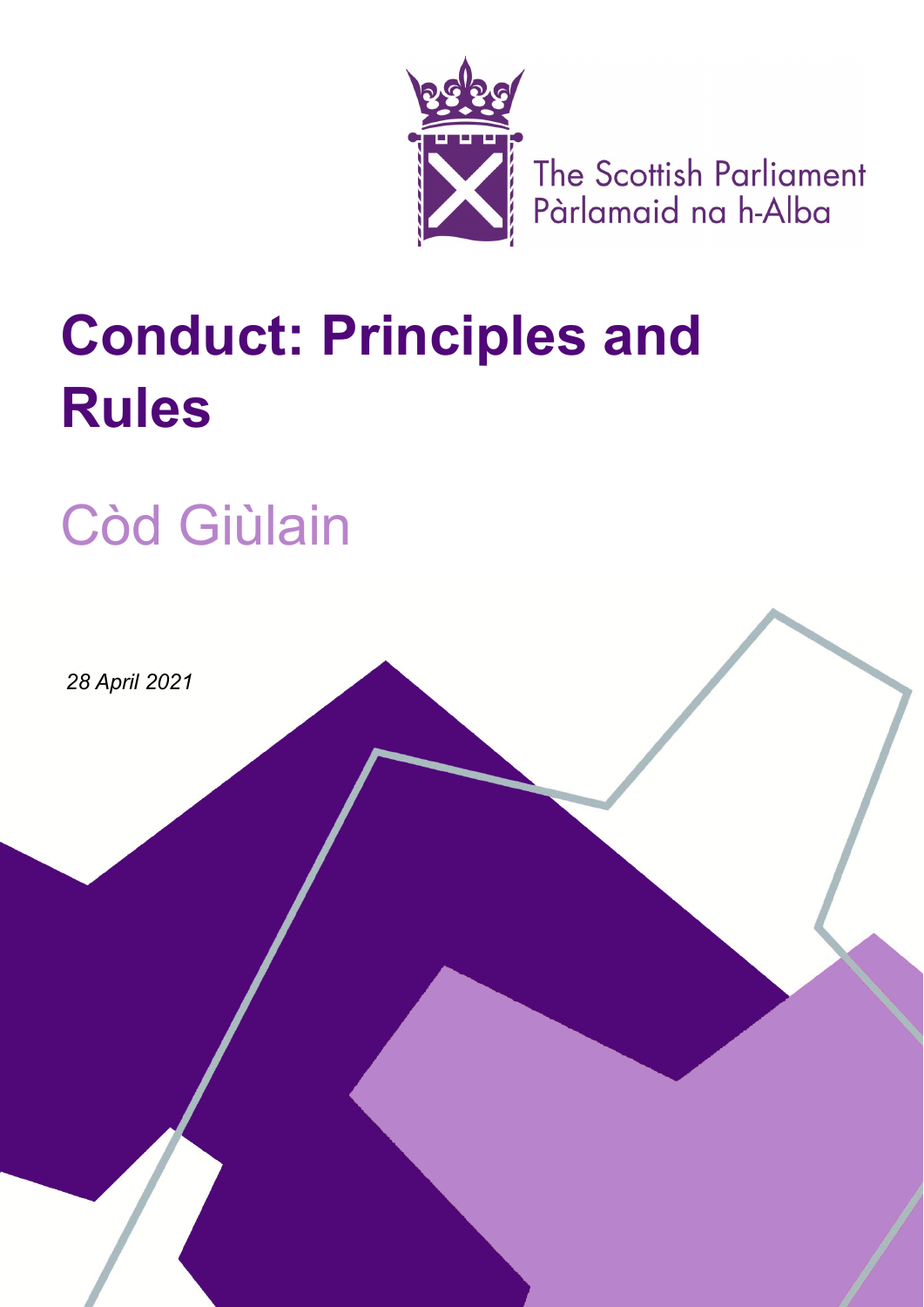The Scottish Parliament
Pàrlamaid na h-Alba

# Conduct: Principles and Rules

## Còd Giùlain

*28 April 2021*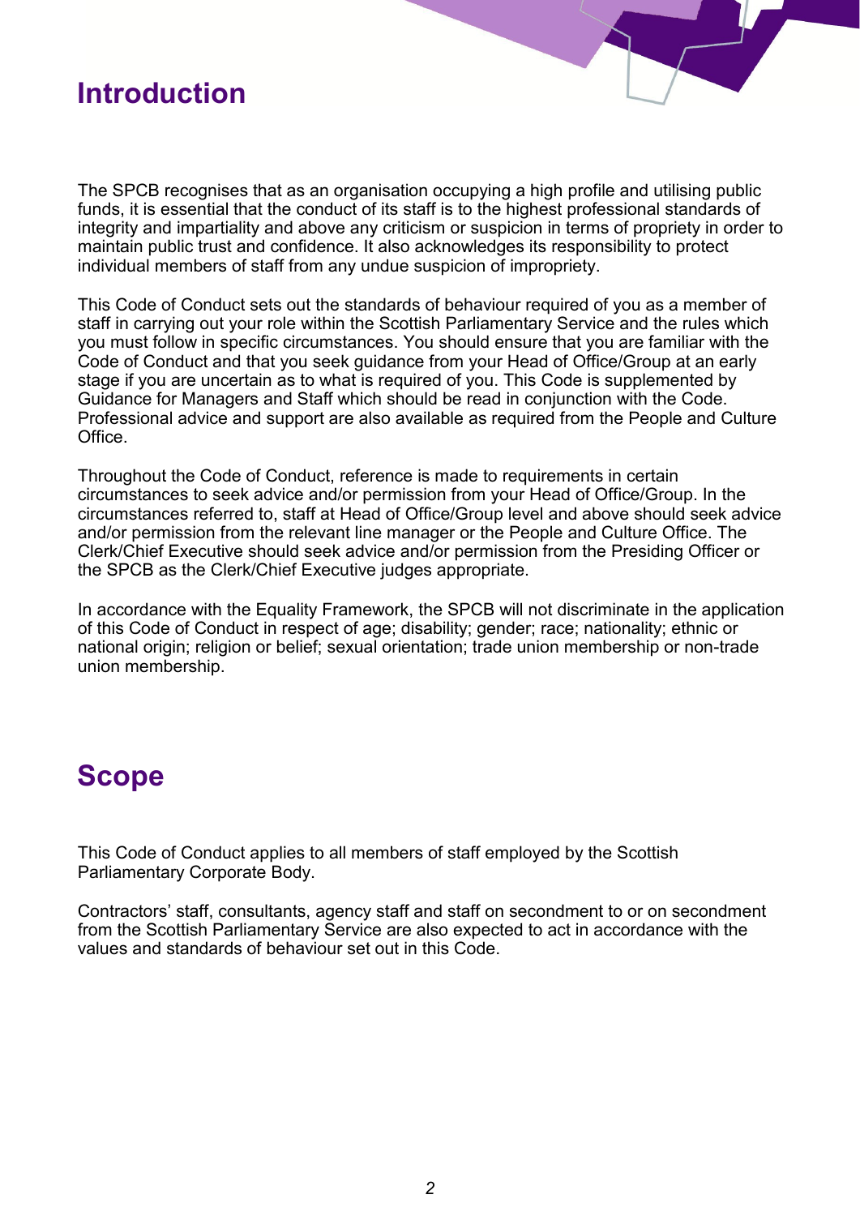## Introduction

The SPCB recognises that as an organisation occupying a high profile and utilising public funds, it is essential that the conduct of its staff is to the highest professional standards of integrity and impartiality and above any criticism or suspicion in terms of propriety in order to maintain public trust and confidence. It also acknowledges its responsibility to protect individual members of staff from any undue suspicion of impropriety.

This Code of Conduct sets out the standards of behaviour required of you as a member of staff in carrying out your role within the Scottish Parliamentary Service and the rules which you must follow in specific circumstances. You should ensure that you are familiar with the Code of Conduct and that you seek guidance from your Head of Office/Group at an early stage if you are uncertain as to what is required of you. This Code is supplemented by Guidance for Managers and Staff which should be read in conjunction with the Code. Professional advice and support are also available as required from the People and Culture Office.

Throughout the Code of Conduct, reference is made to requirements in certain circumstances to seek advice and/or permission from your Head of Office/Group. In the circumstances referred to, staff at Head of Office/Group level and above should seek advice and/or permission from the relevant line manager or the People and Culture Office. The Clerk/Chief Executive should seek advice and/or permission from the Presiding Officer or the SPCB as the Clerk/Chief Executive judges appropriate.

In accordance with the Equality Framework, the SPCB will not discriminate in the application of this Code of Conduct in respect of age; disability; gender; race; nationality; ethnic or national origin; religion or belief; sexual orientation; trade union membership or non-trade union membership.

## Scope

This Code of Conduct applies to all members of staff employed by the Scottish Parliamentary Corporate Body.

Contractors' staff, consultants, agency staff and staff on secondment to or on secondment from the Scottish Parliamentary Service are also expected to act in accordance with the values and standards of behaviour set out in this Code.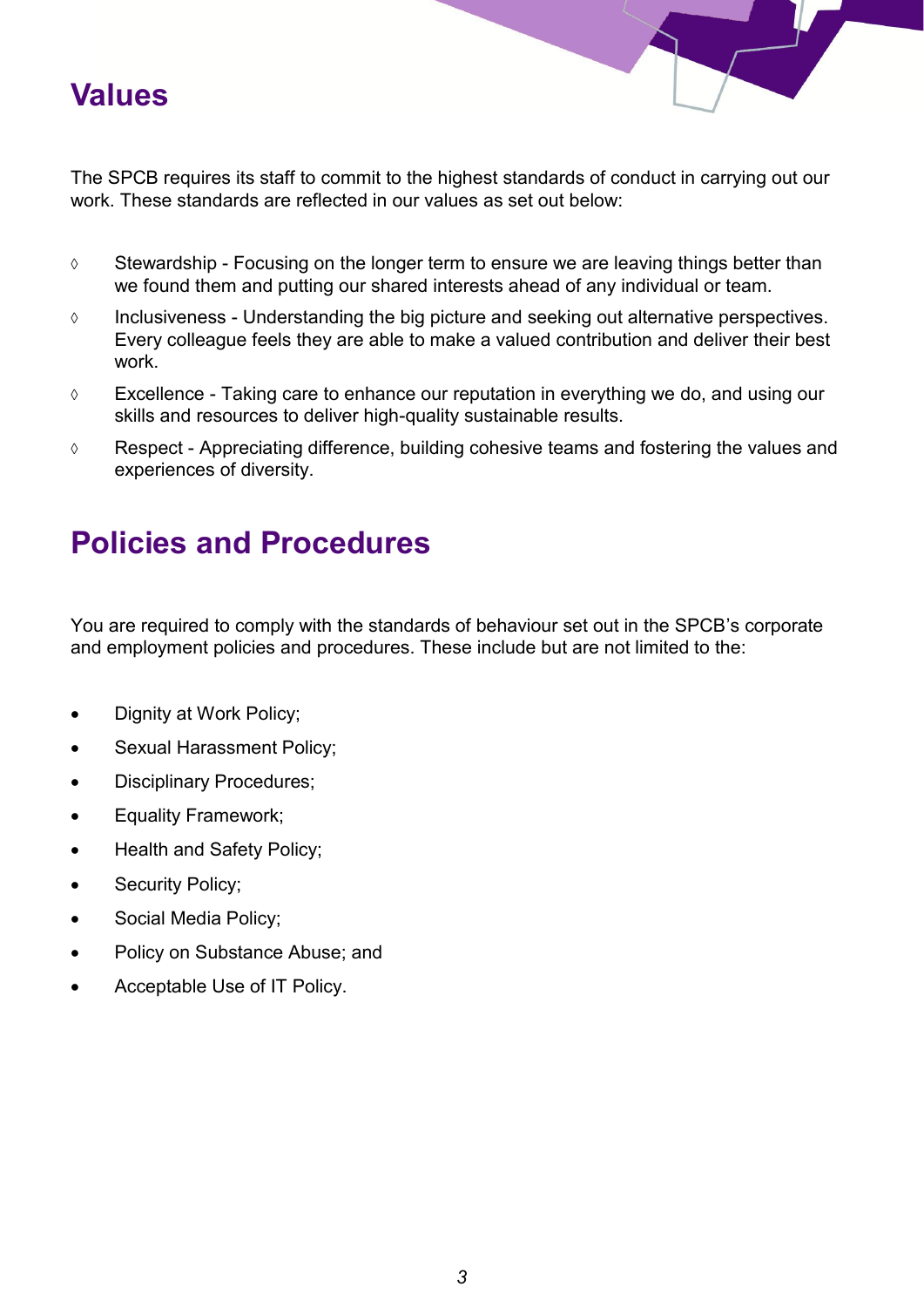## Values

The SPCB requires its staff to commit to the highest standards of conduct in carrying out our work. These standards are reflected in our values as set out below:

- Stewardship - Focusing on the longer term to ensure we are leaving things better than we found them and putting our shared interests ahead of any individual or team.
- Inclusiveness - Understanding the big picture and seeking out alternative perspectives. Every colleague feels they are able to make a valued contribution and deliver their best work.
- Excellence - Taking care to enhance our reputation in everything we do, and using our skills and resources to deliver high-quality sustainable results.
- Respect - Appreciating difference, building cohesive teams and fostering the values and experiences of diversity.

## Policies and Procedures

You are required to comply with the standards of behaviour set out in the SPCB's corporate and employment policies and procedures. These include but are not limited to the:

- Dignity at Work Policy;
- Sexual Harassment Policy;
- Disciplinary Procedures;
- Equality Framework;
- Health and Safety Policy;
- Security Policy;
- Social Media Policy;
- Policy on Substance Abuse; and
- Acceptable Use of IT Policy.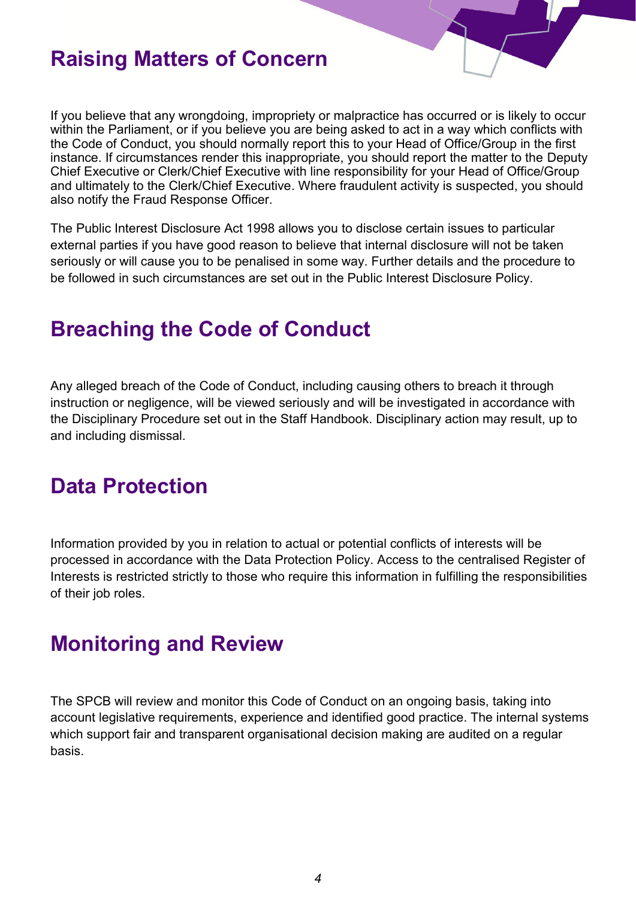## Raising Matters of Concern

If you believe that any wrongdoing, impropriety or malpractice has occurred or is likely to occur within the Parliament, or if you believe you are being asked to act in a way which conflicts with the Code of Conduct, you should normally report this to your Head of Office/Group in the first instance. If circumstances render this inappropriate, you should report the matter to the Deputy Chief Executive or Clerk/Chief Executive with line responsibility for your Head of Office/Group and ultimately to the Clerk/Chief Executive. Where fraudulent activity is suspected, you should also notify the Fraud Response Officer.

The Public Interest Disclosure Act 1998 allows you to disclose certain issues to particular external parties if you have good reason to believe that internal disclosure will not be taken seriously or will cause you to be penalised in some way. Further details and the procedure to be followed in such circumstances are set out in the Public Interest Disclosure Policy.

## Breaching the Code of Conduct

Any alleged breach of the Code of Conduct, including causing others to breach it through instruction or negligence, will be viewed seriously and will be investigated in accordance with the Disciplinary Procedure set out in the Staff Handbook. Disciplinary action may result, up to and including dismissal.

## Data Protection

Information provided by you in relation to actual or potential conflicts of interests will be processed in accordance with the Data Protection Policy. Access to the centralised Register of Interests is restricted strictly to those who require this information in fulfilling the responsibilities of their job roles.

## Monitoring and Review

The SPCB will review and monitor this Code of Conduct on an ongoing basis, taking into account legislative requirements, experience and identified good practice. The internal systems which support fair and transparent organisational decision making are audited on a regular basis.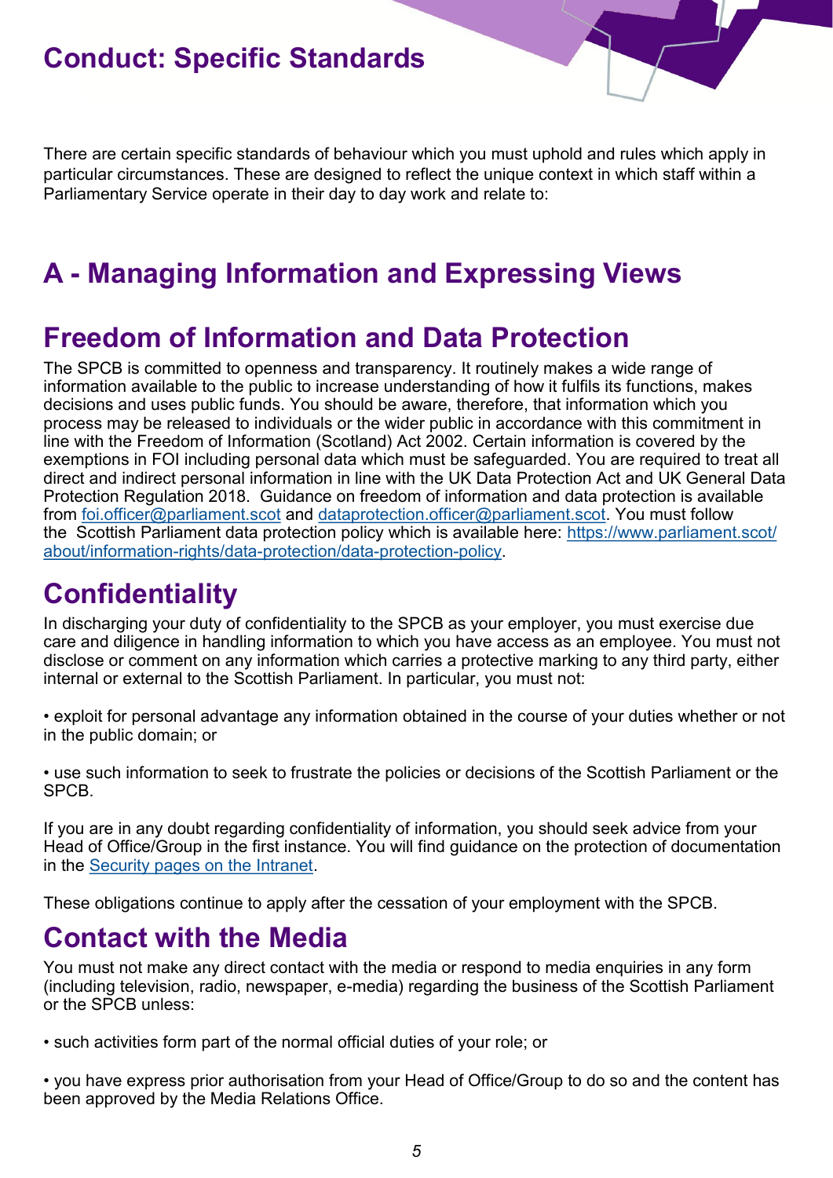# Conduct: Specific Standards

There are certain specific standards of behaviour which you must uphold and rules which apply in particular circumstances. These are designed to reflect the unique context in which staff within a Parliamentary Service operate in their day to day work and relate to:

## A - Managing Information and Expressing Views

### Freedom of Information and Data Protection

The SPCB is committed to openness and transparency. It routinely makes a wide range of information available to the public to increase understanding of how it fulfils its functions, makes decisions and uses public funds. You should be aware, therefore, that information which you process may be released to individuals or the wider public in accordance with this commitment in line with the Freedom of Information (Scotland) Act 2002. Certain information is covered by the exemptions in FOI including personal data which must be safeguarded. You are required to treat all direct and indirect personal information in line with the UK Data Protection Act and UK General Data Protection Regulation 2018. Guidance on freedom of information and data protection is available from foi.officer@parliament.scot and dataprotection.officer@parliament.scot. You must follow the Scottish Parliament data protection policy which is available here: https://www.parliament.scot/about/information-rights/data-protection/data-protection-policy.

### Confidentiality

In discharging your duty of confidentiality to the SPCB as your employer, you must exercise due care and diligence in handling information to which you have access as an employee. You must not disclose or comment on any information which carries a protective marking to any third party, either internal or external to the Scottish Parliament. In particular, you must not:

- exploit for personal advantage any information obtained in the course of your duties whether or not in the public domain; or
- use such information to seek to frustrate the policies or decisions of the Scottish Parliament or the SPCB.

If you are in any doubt regarding confidentiality of information, you should seek advice from your Head of Office/Group in the first instance. You will find guidance on the protection of documentation in the Security pages on the Intranet.

These obligations continue to apply after the cessation of your employment with the SPCB.

### Contact with the Media

You must not make any direct contact with the media or respond to media enquiries in any form (including television, radio, newspaper, e-media) regarding the business of the Scottish Parliament or the SPCB unless:

- such activities form part of the normal official duties of your role; or
- you have express prior authorisation from your Head of Office/Group to do so and the content has been approved by the Media Relations Office.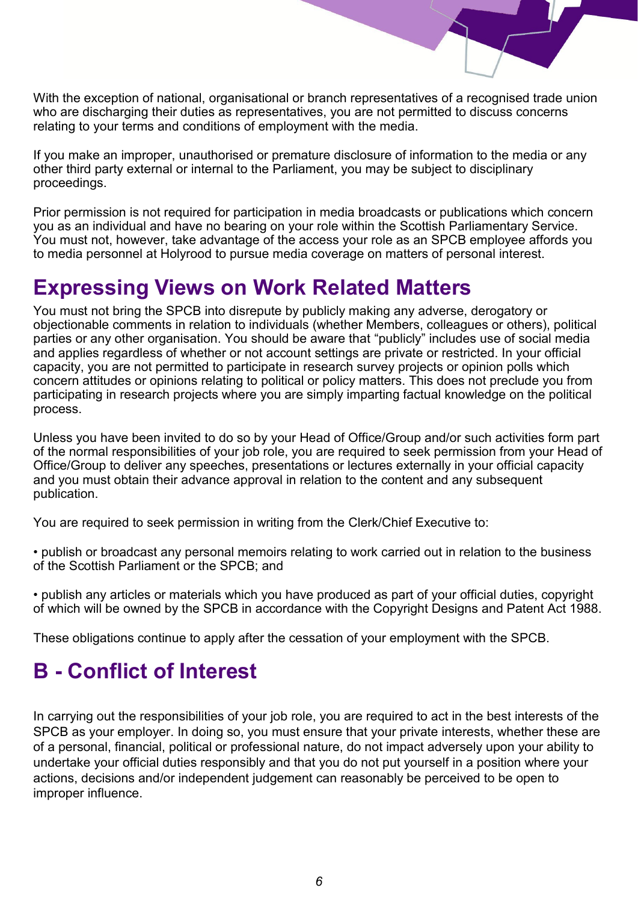With the exception of national, organisational or branch representatives of a recognised trade union who are discharging their duties as representatives, you are not permitted to discuss concerns relating to your terms and conditions of employment with the media.

If you make an improper, unauthorised or premature disclosure of information to the media or any other third party external or internal to the Parliament, you may be subject to disciplinary proceedings.

Prior permission is not required for participation in media broadcasts or publications which concern you as an individual and have no bearing on your role within the Scottish Parliamentary Service. You must not, however, take advantage of the access your role as an SPCB employee affords you to media personnel at Holyrood to pursue media coverage on matters of personal interest.

## Expressing Views on Work Related Matters

You must not bring the SPCB into disrepute by publicly making any adverse, derogatory or objectionable comments in relation to individuals (whether Members, colleagues or others), political parties or any other organisation. You should be aware that "publicly" includes use of social media and applies regardless of whether or not account settings are private or restricted. In your official capacity, you are not permitted to participate in research survey projects or opinion polls which concern attitudes or opinions relating to political or policy matters. This does not preclude you from participating in research projects where you are simply imparting factual knowledge on the political process.

Unless you have been invited to do so by your Head of Office/Group and/or such activities form part of the normal responsibilities of your job role, you are required to seek permission from your Head of Office/Group to deliver any speeches, presentations or lectures externally in your official capacity and you must obtain their advance approval in relation to the content and any subsequent publication.

You are required to seek permission in writing from the Clerk/Chief Executive to:

- publish or broadcast any personal memoirs relating to work carried out in relation to the business of the Scottish Parliament or the SPCB; and

- publish any articles or materials which you have produced as part of your official duties, copyright of which will be owned by the SPCB in accordance with the Copyright Designs and Patent Act 1988.

These obligations continue to apply after the cessation of your employment with the SPCB.

# B - Conflict of Interest

In carrying out the responsibilities of your job role, you are required to act in the best interests of the SPCB as your employer. In doing so, you must ensure that your private interests, whether these are of a personal, financial, political or professional nature, do not impact adversely upon your ability to undertake your official duties responsibly and that you do not put yourself in a position where your actions, decisions and/or independent judgement can reasonably be perceived to be open to improper influence.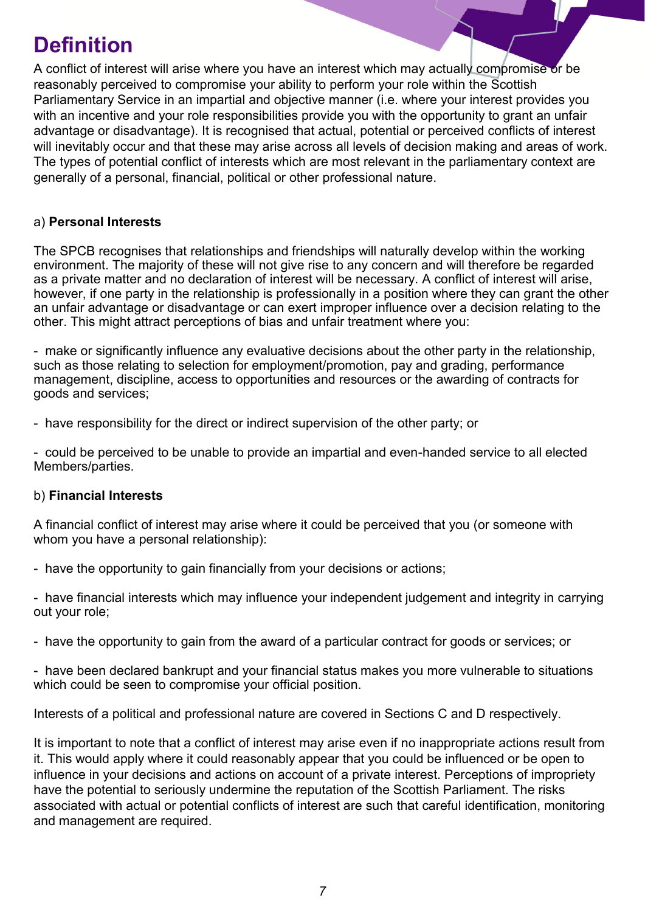# Definition

A conflict of interest will arise where you have an interest which may actually compromise or be reasonably perceived to compromise your ability to perform your role within the Scottish Parliamentary Service in an impartial and objective manner (i.e. where your interest provides you with an incentive and your role responsibilities provide you with the opportunity to grant an unfair advantage or disadvantage). It is recognised that actual, potential or perceived conflicts of interest will inevitably occur and that these may arise across all levels of decision making and areas of work. The types of potential conflict of interests which are most relevant in the parliamentary context are generally of a personal, financial, political or other professional nature.

a) **Personal Interests**

The SPCB recognises that relationships and friendships will naturally develop within the working environment. The majority of these will not give rise to any concern and will therefore be regarded as a private matter and no declaration of interest will be necessary. A conflict of interest will arise, however, if one party in the relationship is professionally in a position where they can grant the other an unfair advantage or disadvantage or can exert improper influence over a decision relating to the other. This might attract perceptions of bias and unfair treatment where you:

- make or significantly influence any evaluative decisions about the other party in the relationship, such as those relating to selection for employment/promotion, pay and grading, performance management, discipline, access to opportunities and resources or the awarding of contracts for goods and services;

- have responsibility for the direct or indirect supervision of the other party; or

- could be perceived to be unable to provide an impartial and even-handed service to all elected Members/parties.

b) **Financial Interests**

A financial conflict of interest may arise where it could be perceived that you (or someone with whom you have a personal relationship):

- have the opportunity to gain financially from your decisions or actions;

- have financial interests which may influence your independent judgement and integrity in carrying out your role;

- have the opportunity to gain from the award of a particular contract for goods or services; or

- have been declared bankrupt and your financial status makes you more vulnerable to situations which could be seen to compromise your official position.

Interests of a political and professional nature are covered in Sections C and D respectively.

It is important to note that a conflict of interest may arise even if no inappropriate actions result from it. This would apply where it could reasonably appear that you could be influenced or be open to influence in your decisions and actions on account of a private interest. Perceptions of impropriety have the potential to seriously undermine the reputation of the Scottish Parliament. The risks associated with actual or potential conflicts of interest are such that careful identification, monitoring and management are required.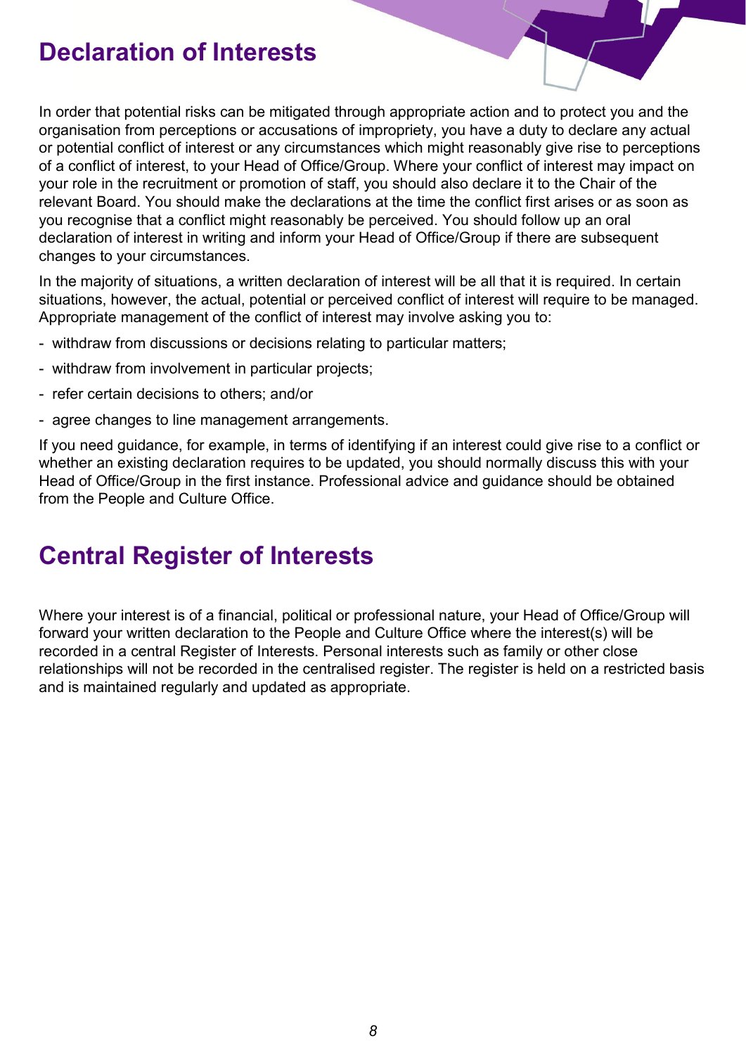## Declaration of Interests

In order that potential risks can be mitigated through appropriate action and to protect you and the organisation from perceptions or accusations of impropriety, you have a duty to declare any actual or potential conflict of interest or any circumstances which might reasonably give rise to perceptions of a conflict of interest, to your Head of Office/Group. Where your conflict of interest may impact on your role in the recruitment or promotion of staff, you should also declare it to the Chair of the relevant Board. You should make the declarations at the time the conflict first arises or as soon as you recognise that a conflict might reasonably be perceived. You should follow up an oral declaration of interest in writing and inform your Head of Office/Group if there are subsequent changes to your circumstances.

In the majority of situations, a written declaration of interest will be all that it is required. In certain situations, however, the actual, potential or perceived conflict of interest will require to be managed. Appropriate management of the conflict of interest may involve asking you to:

- withdraw from discussions or decisions relating to particular matters;
- withdraw from involvement in particular projects;
- refer certain decisions to others; and/or
- agree changes to line management arrangements.

If you need guidance, for example, in terms of identifying if an interest could give rise to a conflict or whether an existing declaration requires to be updated, you should normally discuss this with your Head of Office/Group in the first instance. Professional advice and guidance should be obtained from the People and Culture Office.

## Central Register of Interests

Where your interest is of a financial, political or professional nature, your Head of Office/Group will forward your written declaration to the People and Culture Office where the interest(s) will be recorded in a central Register of Interests. Personal interests such as family or other close relationships will not be recorded in the centralised register. The register is held on a restricted basis and is maintained regularly and updated as appropriate.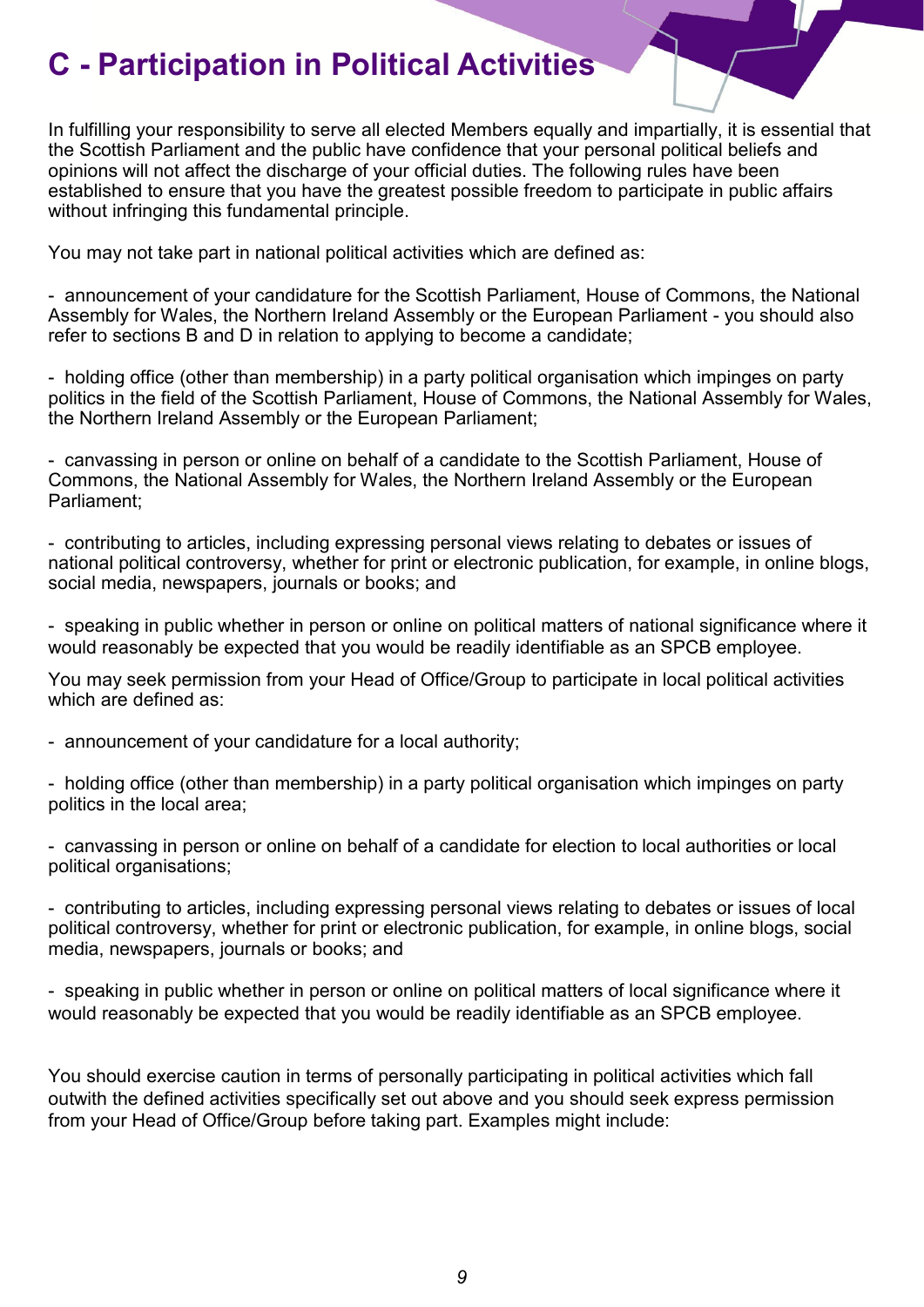# C - Participation in Political Activities

In fulfilling your responsibility to serve all elected Members equally and impartially, it is essential that the Scottish Parliament and the public have confidence that your personal political beliefs and opinions will not affect the discharge of your official duties. The following rules have been established to ensure that you have the greatest possible freedom to participate in public affairs without infringing this fundamental principle.

You may not take part in national political activities which are defined as:

- announcement of your candidature for the Scottish Parliament, House of Commons, the National Assembly for Wales, the Northern Ireland Assembly or the European Parliament - you should also refer to sections B and D in relation to applying to become a candidate;
- holding office (other than membership) in a party political organisation which impinges on party politics in the field of the Scottish Parliament, House of Commons, the National Assembly for Wales, the Northern Ireland Assembly or the European Parliament;
- canvassing in person or online on behalf of a candidate to the Scottish Parliament, House of Commons, the National Assembly for Wales, the Northern Ireland Assembly or the European Parliament;
- contributing to articles, including expressing personal views relating to debates or issues of national political controversy, whether for print or electronic publication, for example, in online blogs, social media, newspapers, journals or books; and
- speaking in public whether in person or online on political matters of national significance where it would reasonably be expected that you would be readily identifiable as an SPCB employee.

You may seek permission from your Head of Office/Group to participate in local political activities which are defined as:

- announcement of your candidature for a local authority;
- holding office (other than membership) in a party political organisation which impinges on party politics in the local area;
- canvassing in person or online on behalf of a candidate for election to local authorities or local political organisations;
- contributing to articles, including expressing personal views relating to debates or issues of local political controversy, whether for print or electronic publication, for example, in online blogs, social media, newspapers, journals or books; and
- speaking in public whether in person or online on political matters of local significance where it would reasonably be expected that you would be readily identifiable as an SPCB employee.

You should exercise caution in terms of personally participating in political activities which fall outwith the defined activities specifically set out above and you should seek express permission from your Head of Office/Group before taking part. Examples might include: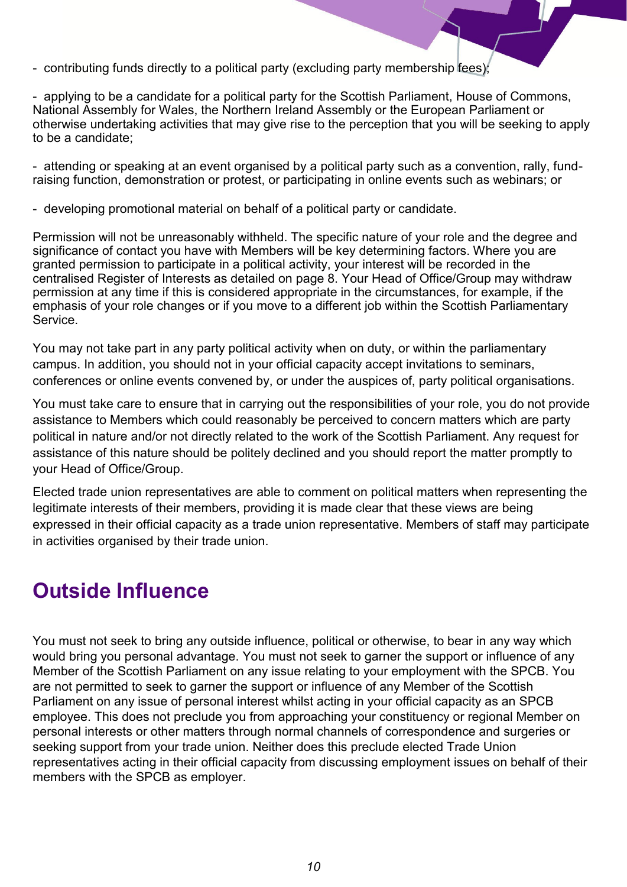- contributing funds directly to a political party (excluding party membership fees);

- applying to be a candidate for a political party for the Scottish Parliament, House of Commons, National Assembly for Wales, the Northern Ireland Assembly or the European Parliament or otherwise undertaking activities that may give rise to the perception that you will be seeking to apply to be a candidate;

- attending or speaking at an event organised by a political party such as a convention, rally, fund-raising function, demonstration or protest, or participating in online events such as webinars; or

- developing promotional material on behalf of a political party or candidate.

Permission will not be unreasonably withheld. The specific nature of your role and the degree and significance of contact you have with Members will be key determining factors. Where you are granted permission to participate in a political activity, your interest will be recorded in the centralised Register of Interests as detailed on page 8. Your Head of Office/Group may withdraw permission at any time if this is considered appropriate in the circumstances, for example, if the emphasis of your role changes or if you move to a different job within the Scottish Parliamentary Service.

You may not take part in any party political activity when on duty, or within the parliamentary campus. In addition, you should not in your official capacity accept invitations to seminars, conferences or online events convened by, or under the auspices of, party political organisations.

You must take care to ensure that in carrying out the responsibilities of your role, you do not provide assistance to Members which could reasonably be perceived to concern matters which are party political in nature and/or not directly related to the work of the Scottish Parliament. Any request for assistance of this nature should be politely declined and you should report the matter promptly to your Head of Office/Group.

Elected trade union representatives are able to comment on political matters when representing the legitimate interests of their members, providing it is made clear that these views are being expressed in their official capacity as a trade union representative. Members of staff may participate in activities organised by their trade union.

## Outside Influence

You must not seek to bring any outside influence, political or otherwise, to bear in any way which would bring you personal advantage. You must not seek to garner the support or influence of any Member of the Scottish Parliament on any issue relating to your employment with the SPCB. You are not permitted to seek to garner the support or influence of any Member of the Scottish Parliament on any issue of personal interest whilst acting in your official capacity as an SPCB employee. This does not preclude you from approaching your constituency or regional Member on personal interests or other matters through normal channels of correspondence and surgeries or seeking support from your trade union. Neither does this preclude elected Trade Union representatives acting in their official capacity from discussing employment issues on behalf of their members with the SPCB as employer.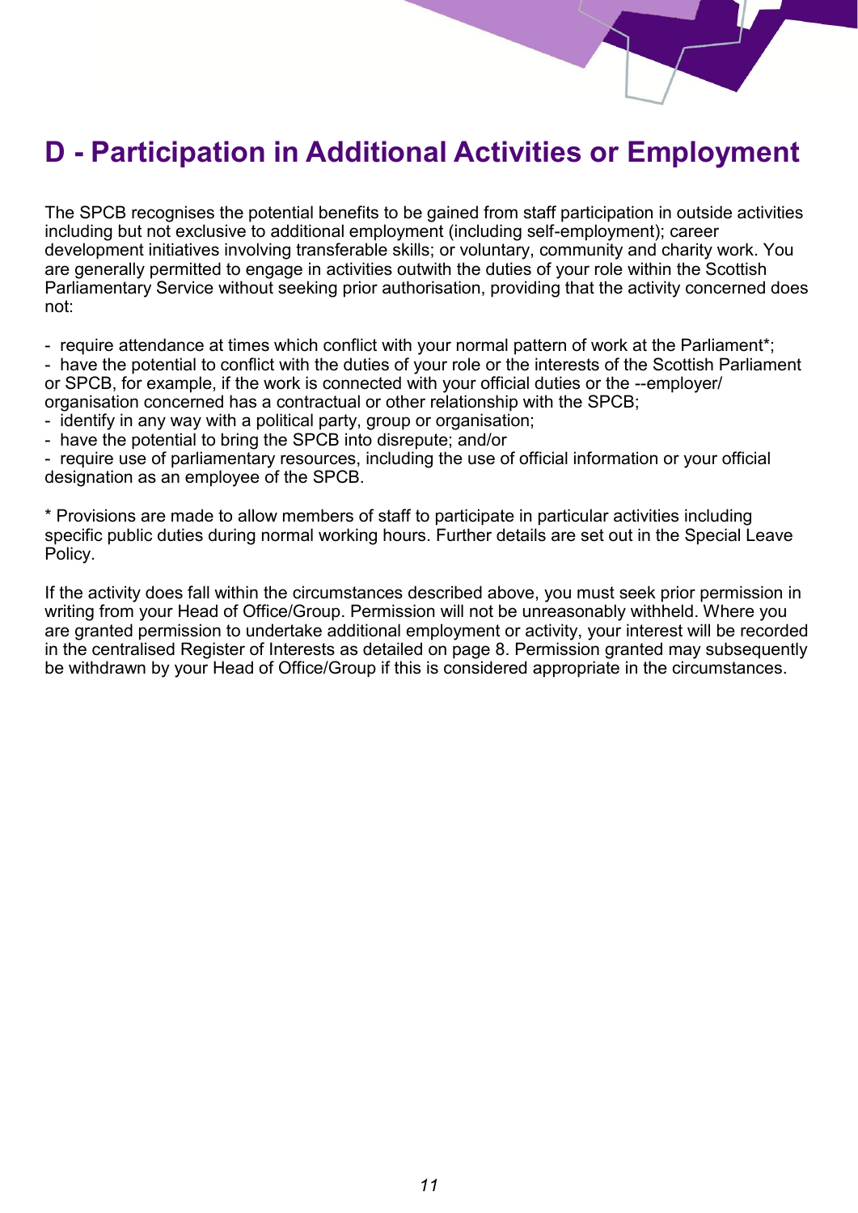# D - Participation in Additional Activities or Employment

The SPCB recognises the potential benefits to be gained from staff participation in outside activities including but not exclusive to additional employment (including self-employment); career development initiatives involving transferable skills; or voluntary, community and charity work. You are generally permitted to engage in activities outwith the duties of your role within the Scottish Parliamentary Service without seeking prior authorisation, providing that the activity concerned does not:

- require attendance at times which conflict with your normal pattern of work at the Parliament*;
- have the potential to conflict with the duties of your role or the interests of the Scottish Parliament or SPCB, for example, if the work is connected with your official duties or the --employer/ organisation concerned has a contractual or other relationship with the SPCB;
- identify in any way with a political party, group or organisation;
- have the potential to bring the SPCB into disrepute; and/or
- require use of parliamentary resources, including the use of official information or your official designation as an employee of the SPCB.

* Provisions are made to allow members of staff to participate in particular activities including specific public duties during normal working hours. Further details are set out in the Special Leave Policy.

If the activity does fall within the circumstances described above, you must seek prior permission in writing from your Head of Office/Group. Permission will not be unreasonably withheld. Where you are granted permission to undertake additional employment or activity, your interest will be recorded in the centralised Register of Interests as detailed on page 8. Permission granted may subsequently be withdrawn by your Head of Office/Group if this is considered appropriate in the circumstances.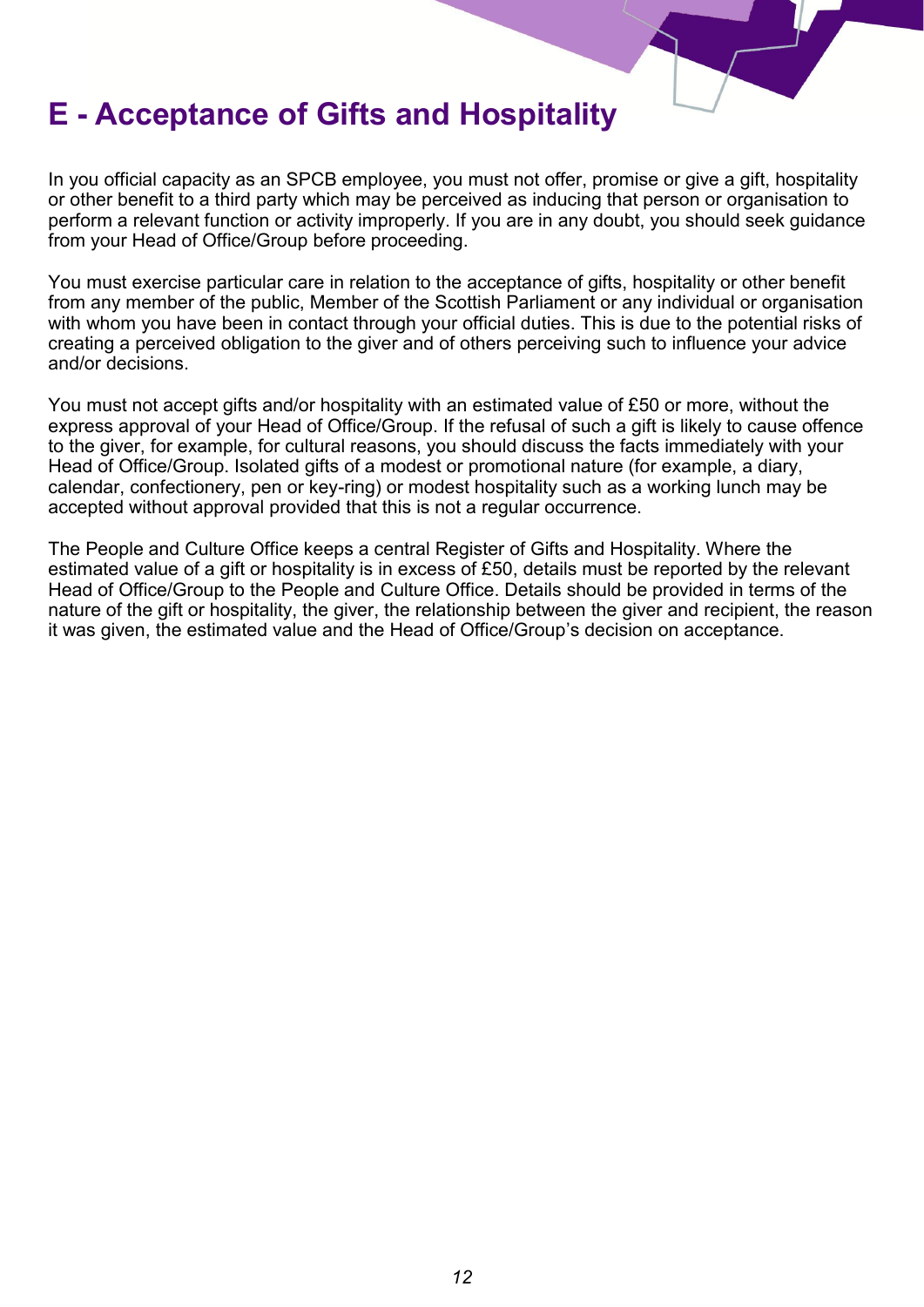# E - Acceptance of Gifts and Hospitality

In you official capacity as an SPCB employee, you must not offer, promise or give a gift, hospitality or other benefit to a third party which may be perceived as inducing that person or organisation to perform a relevant function or activity improperly. If you are in any doubt, you should seek guidance from your Head of Office/Group before proceeding.

You must exercise particular care in relation to the acceptance of gifts, hospitality or other benefit from any member of the public, Member of the Scottish Parliament or any individual or organisation with whom you have been in contact through your official duties. This is due to the potential risks of creating a perceived obligation to the giver and of others perceiving such to influence your advice and/or decisions.

You must not accept gifts and/or hospitality with an estimated value of £50 or more, without the express approval of your Head of Office/Group. If the refusal of such a gift is likely to cause offence to the giver, for example, for cultural reasons, you should discuss the facts immediately with your Head of Office/Group. Isolated gifts of a modest or promotional nature (for example, a diary, calendar, confectionery, pen or key-ring) or modest hospitality such as a working lunch may be accepted without approval provided that this is not a regular occurrence.

The People and Culture Office keeps a central Register of Gifts and Hospitality. Where the estimated value of a gift or hospitality is in excess of £50, details must be reported by the relevant Head of Office/Group to the People and Culture Office. Details should be provided in terms of the nature of the gift or hospitality, the giver, the relationship between the giver and recipient, the reason it was given, the estimated value and the Head of Office/Group's decision on acceptance.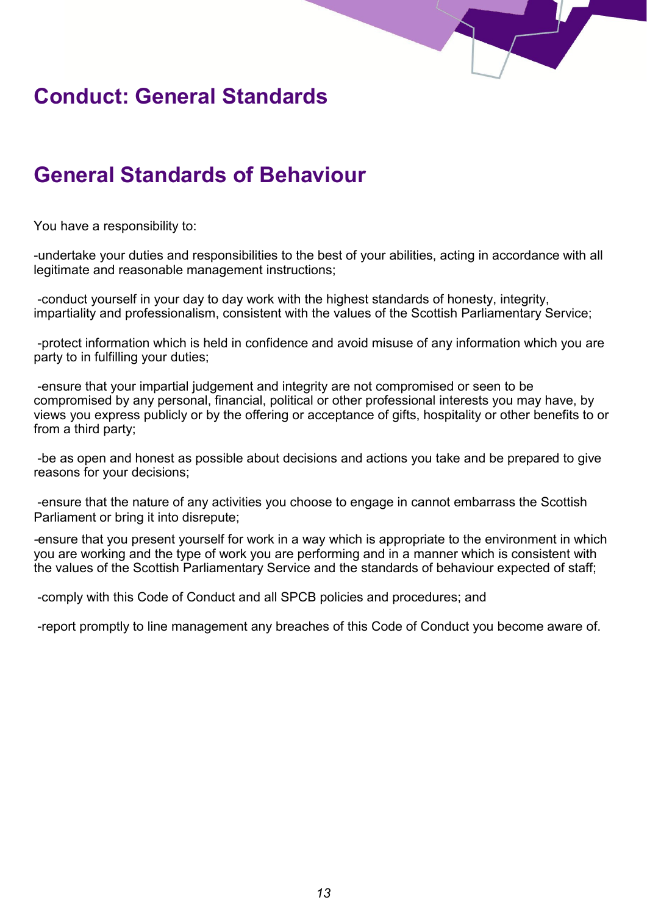# Conduct: General Standards

## General Standards of Behaviour

You have a responsibility to:

-undertake your duties and responsibilities to the best of your abilities, acting in accordance with all legitimate and reasonable management instructions;

-conduct yourself in your day to day work with the highest standards of honesty, integrity, impartiality and professionalism, consistent with the values of the Scottish Parliamentary Service;

-protect information which is held in confidence and avoid misuse of any information which you are party to in fulfilling your duties;

-ensure that your impartial judgement and integrity are not compromised or seen to be compromised by any personal, financial, political or other professional interests you may have, by views you express publicly or by the offering or acceptance of gifts, hospitality or other benefits to or from a third party;

-be as open and honest as possible about decisions and actions you take and be prepared to give reasons for your decisions;

-ensure that the nature of any activities you choose to engage in cannot embarrass the Scottish Parliament or bring it into disrepute;

-ensure that you present yourself for work in a way which is appropriate to the environment in which you are working and the type of work you are performing and in a manner which is consistent with the values of the Scottish Parliamentary Service and the standards of behaviour expected of staff;

-comply with this Code of Conduct and all SPCB policies and procedures; and

-report promptly to line management any breaches of this Code of Conduct you become aware of.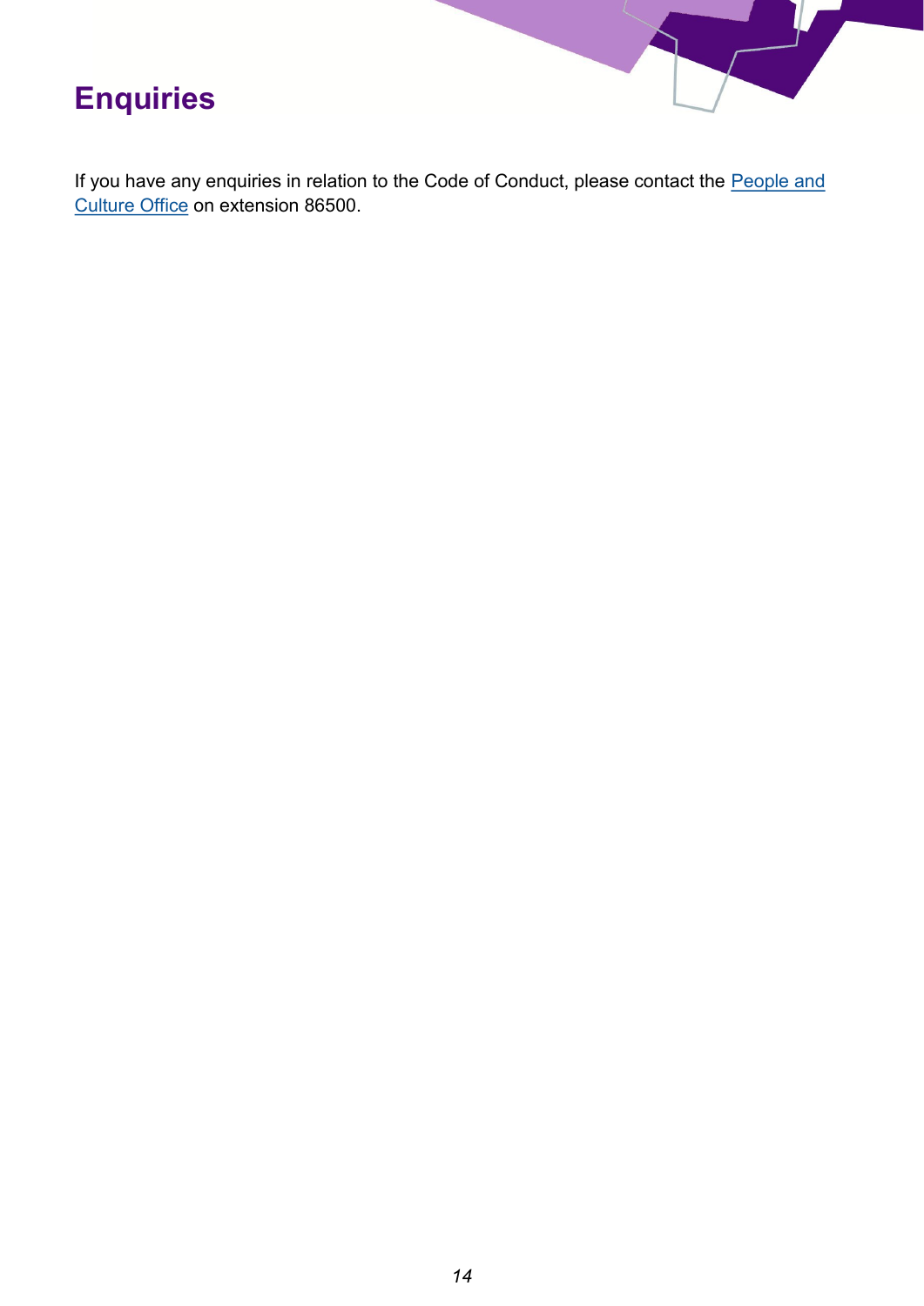# Enquiries

If you have any enquiries in relation to the Code of Conduct, please contact the People and Culture Office on extension 86500.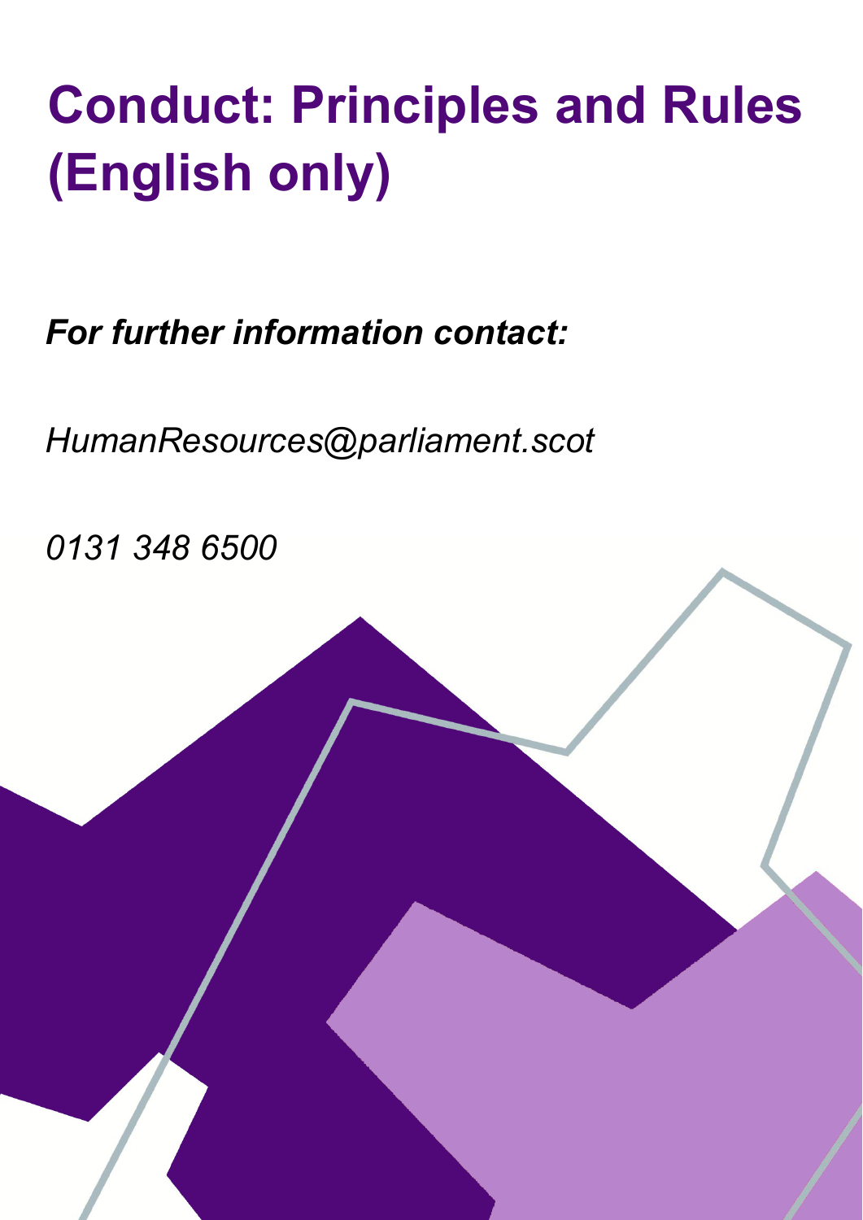# Conduct: Principles and Rules (English only)

***For further information contact:***

*HumanResources@parliament.scot*

*0131 348 6500*